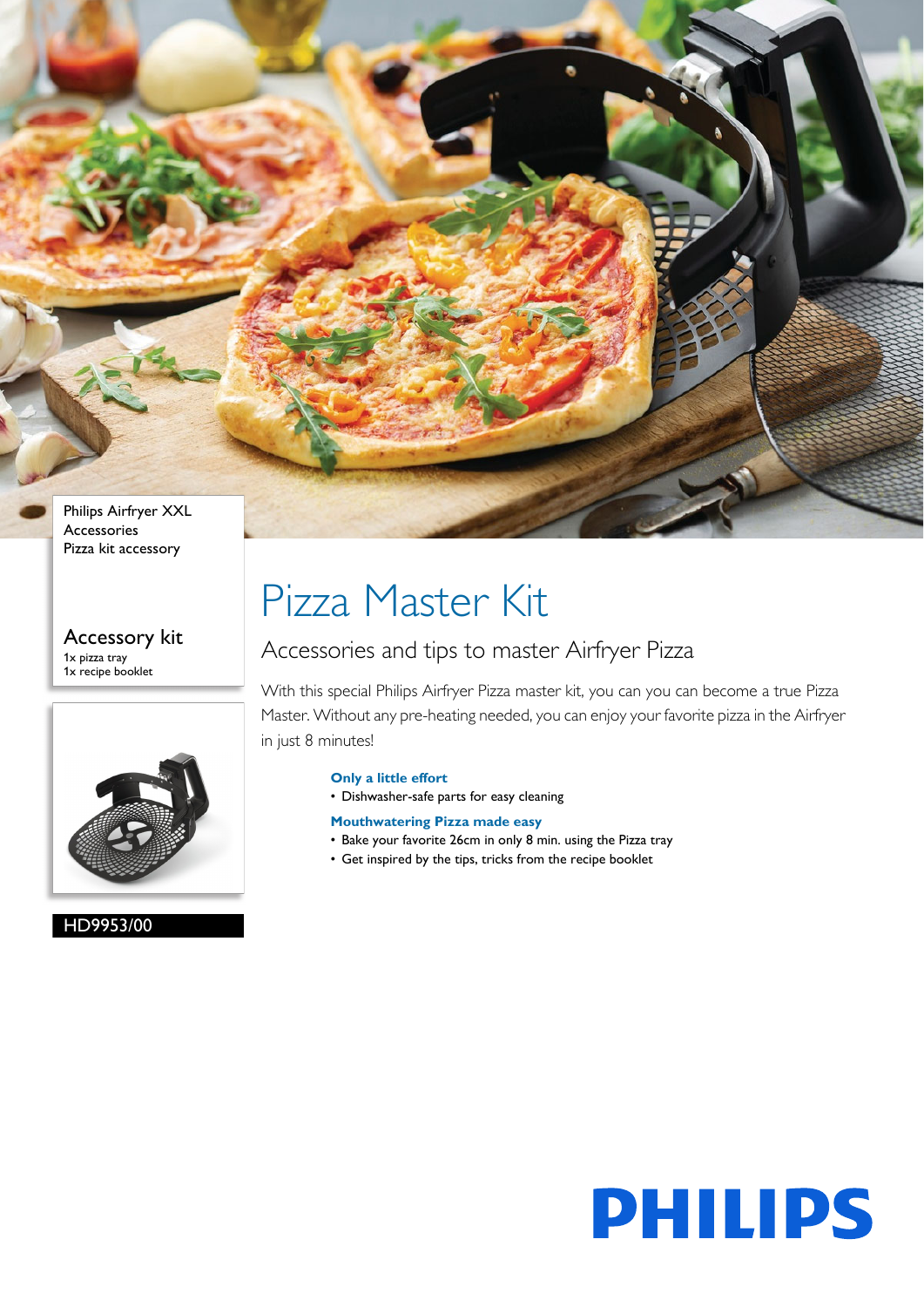Philips Airfryer XXL
Accessories
Pizza kit accessory

### Accessory kit

1x pizza tray
1x recipe booklet

HD9953/00

# Pizza Master Kit

## Accessories and tips to master Airfryer Pizza

With this special Philips Airfryer Pizza master kit, you can you can become a true Pizza Master. Without any pre-heating needed, you can enjoy your favorite pizza in the Airfryer in just 8 minutes!

**Only a little effort**

- Dishwasher-safe parts for easy cleaning

**Mouthwatering Pizza made easy**

- Bake your favorite 26cm in only 8 min. using the Pizza tray
- Get inspired by the tips, tricks from the recipe booklet

PHILIPS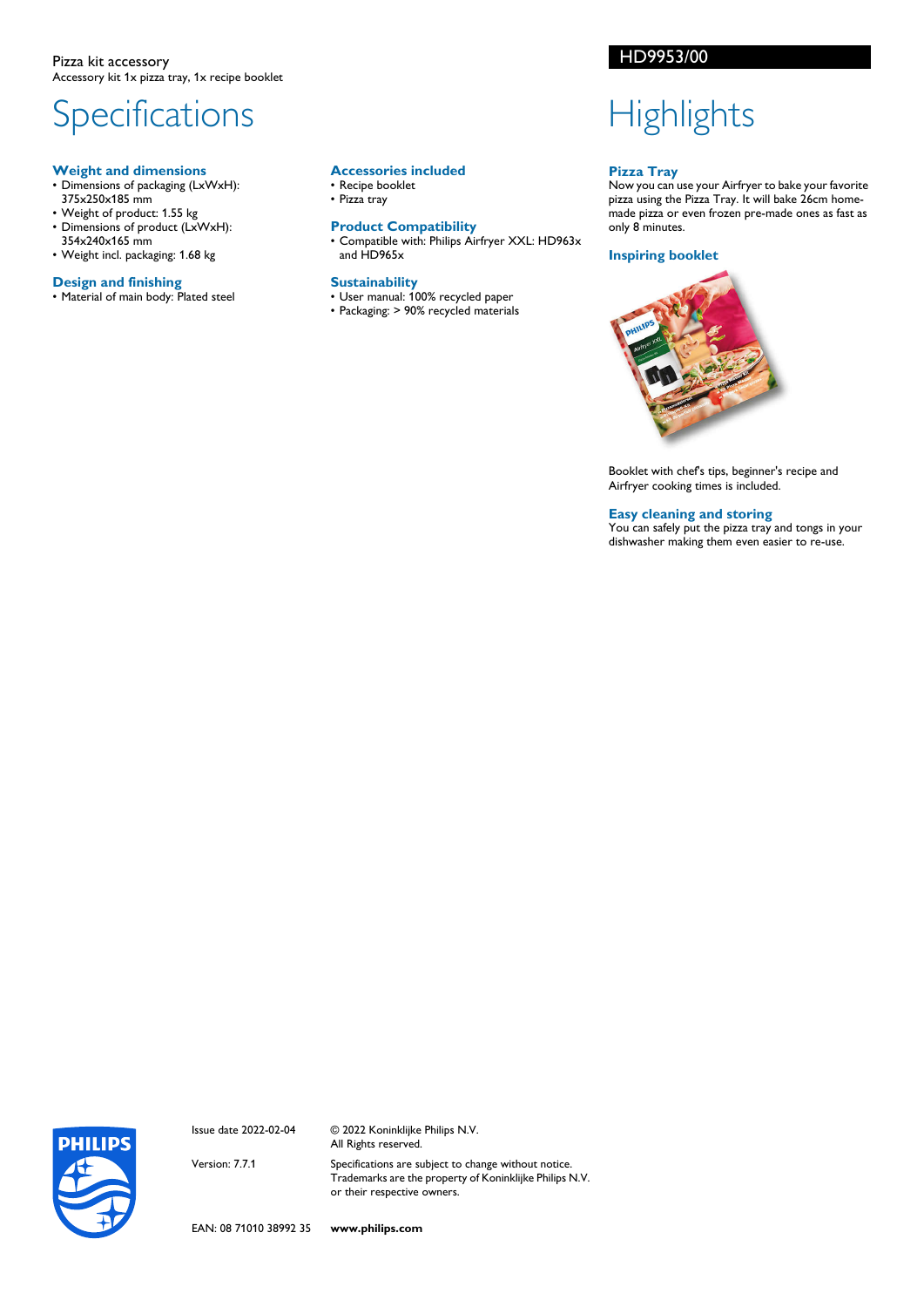Pizza kit accessory
Accessory kit 1x pizza tray, 1x recipe booklet

HD9953/00

# Specifications

### Weight and dimensions

- Dimensions of packaging (LxWxH): 375x250x185 mm
- Weight of product: 1.55 kg
- Dimensions of product (LxWxH): 354x240x165 mm
- Weight incl. packaging: 1.68 kg

### Design and finishing

- Material of main body: Plated steel

### Accessories included

- Recipe booklet
- Pizza tray

### Product Compatibility

- Compatible with: Philips Airfryer XXL: HD963x and HD965x

### Sustainability

- User manual: 100% recycled paper
- Packaging: > 90% recycled materials

# Highlights

### Pizza Tray

Now you can use your Airfryer to bake your favorite pizza using the Pizza Tray. It will bake 26cm home-made pizza or even frozen pre-made ones as fast as only 8 minutes.

### Inspiring booklet

Booklet with chef's tips, beginner's recipe and Airfryer cooking times is included.

### Easy cleaning and storing

You can safely put the pizza tray and tongs in your dishwasher making them even easier to re-use.

Issue date 2022-02-04

Version: 7.7.1

EAN: 08 71010 38992 35

© 2022 Koninklijke Philips N.V.
All Rights reserved.

Specifications are subject to change without notice. Trademarks are the property of Koninklijke Philips N.V. or their respective owners.

**www.philips.com**